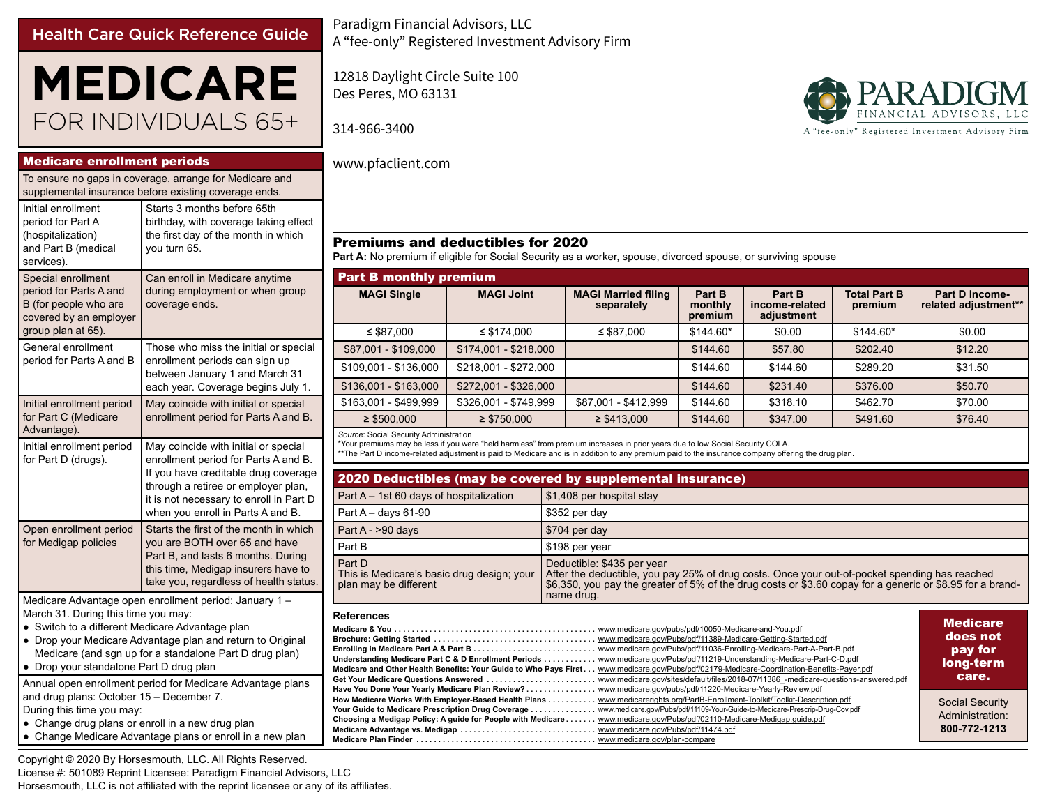Health Care Quick Reference Guide

# MEDICARE

FOR INDIVIDUALS 65+

Paradigm Financial Advisors, LLC
A "fee-only" Registered Investment Advisory Firm

12818 Daylight Circle Suite 100
Des Peres, MO 63131

314-966-3400

www.pfaclient.com

PARADIGM FINANCIAL ADVISORS, LLC
A "fee-only" Registered Investment Advisory Firm

## Medicare enrollment periods

To ensure no gaps in coverage, arrange for Medicare and supplemental insurance before existing coverage ends.

| Period | Details |
|---|---|
| Initial enrollment period for Part A (hospitalization) and Part B (medical services). | Starts 3 months before 65th birthday, with coverage taking effect the first day of the month in which you turn 65. |
| Special enrollment period for Parts A and B (for people who are covered by an employer group plan at 65). | Can enroll in Medicare anytime during employment or when group coverage ends. |
| General enrollment period for Parts A and B | Those who miss the initial or special enrollment periods can sign up between January 1 and March 31 each year. Coverage begins July 1. |
| Initial enrollment period for Part C (Medicare Advantage). | May coincide with initial or special enrollment period for Parts A and B. |
| Initial enrollment period for Part D (drugs). | May coincide with initial or special enrollment period for Parts A and B. If you have creditable drug coverage through a retiree or employer plan, it is not necessary to enroll in Part D when you enroll in Parts A and B. |
| Open enrollment period for Medigap policies | Starts the first of the month in which you are BOTH over 65 and have Part B, and lasts 6 months. During this time, Medigap insurers have to take you, regardless of health status. |

Medicare Advantage open enrollment period: January 1 – March 31. During this time you may:

- Switch to a different Medicare Advantage plan
- Drop your Medicare Advantage plan and return to Original Medicare (and sgn up for a standalone Part D drug plan)
- Drop your standalone Part D drug plan

Annual open enrollment period for Medicare Advantage plans and drug plans: October 15 – December 7.
During this time you may:

- Change drug plans or enroll in a new drug plan
- Change Medicare Advantage plans or enroll in a new plan

## Premiums and deductibles for 2020

**Part A:** No premium if eligible for Social Security as a worker, spouse, divorced spouse, or surviving spouse

### Part B monthly premium

| MAGI Single | MAGI Joint | MAGI Married filing separately | Part B monthly premium | Part B income-related adjustment | Total Part B premium | Part D Income-related adjustment** |
|---|---|---|---|---|---|---|
| ≤ $87,000 | ≤ $174,000 | ≤ $87,000 | $144.60* | $0.00 | $144.60* | $0.00 |
| $87,001 - $109,000 | $174,001 - $218,000 | | $144.60 | $57.80 | $202.40 | $12.20 |
| $109,001 - $136,000 | $218,001 - $272,000 | | $144.60 | $144.60 | $289.20 | $31.50 |
| $136,001 - $163,000 | $272,001 - $326,000 | | $144.60 | $231.40 | $376.00 | $50.70 |
| $163,001 - $499,999 | $326,001 - $749,999 | $87,001 - $412,999 | $144.60 | $318.10 | $462.70 | $70.00 |
| ≥ $500,000 | ≥ $750,000 | ≥ $413,000 | $144.60 | $347.00 | $491.60 | $76.40 |

*Source:* Social Security Administration
*Your premiums may be less if you were "held harmless" from premium increases in prior years due to low Social Security COLA.
**The Part D income-related adjustment is paid to Medicare and is in addition to any premium paid to the insurance company offering the drug plan.

### 2020 Deductibles (may be covered by supplemental insurance)

| | |
|---|---|
| Part A – 1st 60 days of hospitalization | $1,408 per hospital stay |
| Part A – days 61-90 | $352 per day |
| Part A - >90 days | $704 per day |
| Part B | $198 per year |
| Part D<br>This is Medicare's basic drug design; your plan may be different | Deductible: $435 per year<br>After the deductible, you pay 25% of drug costs. Once your out-of-pocket spending has reached $6,350, you pay the greater of 5% of the drug costs or $3.60 copay for a generic or $8.95 for a brand-name drug. |

### References

- **Medicare & You** ..... www.medicare.gov/pubs/pdf/10050-Medicare-and-You.pdf
- **Brochure: Getting Started** ..... www.medicare.gov/Pubs/pdf/11389-Medicare-Getting-Started.pdf
- **Enrolling in Medicare Part A & Part B** ..... www.medicare.gov/Pubs/pdf/11036-Enrolling-Medicare-Part-A-Part-B.pdf
- **Understanding Medicare Part C & D Enrollment Periods** ..... www.medicare.gov/Pubs/pdf/11219-Understanding-Medicare-Part-C-D.pdf
- **Medicare and Other Health Benefits: Your Guide to Who Pays First** ..... www.medicare.gov/Pubs/pdf/02179-Medicare-Coordination-Benefits-Payer.pdf
- **Get Your Medicare Questions Answered** ..... www.medicare.gov/sites/default/files/2018-07/11386_-medicare-questions-answered.pdf
- **Have You Done Your Yearly Medicare Plan Review?** ..... www.medicare.gov/pubs/pdf/11220-Medicare-Yearly-Review.pdf
- **How Medicare Works With Employer-Based Health Plans** ..... www.medicarerights.org/PartB-Enrollment-Toolkit/Toolkit-Description.pdf
- **Your Guide to Medicare Prescription Drug Coverage** ..... www.medicare.gov/Pubs/pdf/11109-Your-Guide-to-Medicare-Prescrip-Drug-Cov.pdf
- **Choosing a Medigap Policy: A guide for People with Medicare** ..... www.medicare.gov/Pubs/pdf/02110-Medicare-Medigap.guide.pdf
- **Medicare Advantage vs. Medigap** ..... www.medicare.gov/Pubs/pdf/11474.pdf
- **Medicare Plan Finder** ..... www.medicare.gov/plan-compare

**Medicare does not pay for long-term care.**

Social Security Administration:
**800-772-1213**

Copyright © 2020 By Horsesmouth, LLC. All Rights Reserved.
License #: 501089 Reprint Licensee: Paradigm Financial Advisors, LLC
Horsesmouth, LLC is not affiliated with the reprint licensee or any of its affiliates.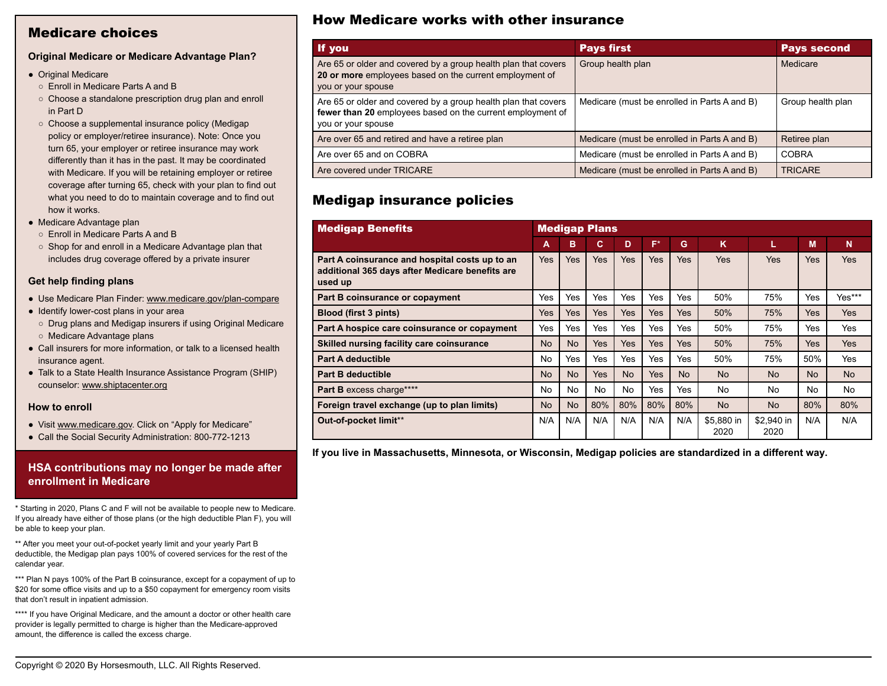## Medicare choices

### Original Medicare or Medicare Advantage Plan?

- Original Medicare
  - Enroll in Medicare Parts A and B
  - Choose a standalone prescription drug plan and enroll in Part D
  - Choose a supplemental insurance policy (Medigap policy or employer/retiree insurance). Note: Once you turn 65, your employer or retiree insurance may work differently than it has in the past. It may be coordinated with Medicare. If you will be retaining employer or retiree coverage after turning 65, check with your plan to find out what you need to do to maintain coverage and to find out how it works.
- Medicare Advantage plan
  - Enroll in Medicare Parts A and B
  - Shop for and enroll in a Medicare Advantage plan that includes drug coverage offered by a private insurer

### Get help finding plans

- Use Medicare Plan Finder: www.medicare.gov/plan-compare
- Identify lower-cost plans in your area
  - Drug plans and Medigap insurers if using Original Medicare
  - Medicare Advantage plans
- Call insurers for more information, or talk to a licensed health insurance agent.
- Talk to a State Health Insurance Assistance Program (SHIP) counselor: www.shiptacenter.org

### How to enroll

- Visit www.medicare.gov. Click on “Apply for Medicare”
- Call the Social Security Administration: 800-772-1213

**HSA contributions may no longer be made after enrollment in Medicare**

* Starting in 2020, Plans C and F will not be available to people new to Medicare. If you already have either of those plans (or the high deductible Plan F), you will be able to keep your plan.

** After you meet your out-of-pocket yearly limit and your yearly Part B deductible, the Medigap plan pays 100% of covered services for the rest of the calendar year.

*** Plan N pays 100% of the Part B coinsurance, except for a copayment of up to $20 for some office visits and up to a $50 copayment for emergency room visits that don’t result in inpatient admission.

**** If you have Original Medicare, and the amount a doctor or other health care provider is legally permitted to charge is higher than the Medicare-approved amount, the difference is called the excess charge.

## How Medicare works with other insurance

| If you | Pays first | Pays second |
|---|---|---|
| Are 65 or older and covered by a group health plan that covers **20 or more** employees based on the current employment of you or your spouse | Group health plan | Medicare |
| Are 65 or older and covered by a group health plan that covers **fewer than 20** employees based on the current employment of you or your spouse | Medicare (must be enrolled in Parts A and B) | Group health plan |
| Are over 65 and retired and have a retiree plan | Medicare (must be enrolled in Parts A and B) | Retiree plan |
| Are over 65 and on COBRA | Medicare (must be enrolled in Parts A and B) | COBRA |
| Are covered under TRICARE | Medicare (must be enrolled in Parts A and B) | TRICARE |

## Medigap insurance policies

| Medigap Benefits | Medigap Plans | | | | | | | | | |
|---|---|---|---|---|---|---|---|---|---|---|
| | A | B | C | D | F* | G | K | L | M | N |
| **Part A coinsurance and hospital costs up to an additional 365 days after Medicare benefits are used up** | Yes | Yes | Yes | Yes | Yes | Yes | Yes | Yes | Yes | Yes |
| **Part B coinsurance or copayment** | Yes | Yes | Yes | Yes | Yes | Yes | 50% | 75% | Yes | Yes*** |
| **Blood (first 3 pints)** | Yes | Yes | Yes | Yes | Yes | Yes | 50% | 75% | Yes | Yes |
| **Part A hospice care coinsurance or copayment** | Yes | Yes | Yes | Yes | Yes | Yes | 50% | 75% | Yes | Yes |
| **Skilled nursing facility care coinsurance** | No | No | Yes | Yes | Yes | Yes | 50% | 75% | Yes | Yes |
| **Part A deductible** | No | Yes | Yes | Yes | Yes | Yes | 50% | 75% | 50% | Yes |
| **Part B deductible** | No | No | Yes | No | Yes | No | No | No | No | No |
| **Part B** excess charge**** | No | No | No | No | Yes | Yes | No | No | No | No |
| **Foreign travel exchange (up to plan limits)** | No | No | 80% | 80% | 80% | 80% | No | No | 80% | 80% |
| **Out-of-pocket limit**** | N/A | N/A | N/A | N/A | N/A | N/A | $5,880 in 2020 | $2,940 in 2020 | N/A | N/A |

**If you live in Massachusetts, Minnesota, or Wisconsin, Medigap policies are standardized in a different way.**

Copyright © 2020 By Horsesmouth, LLC. All Rights Reserved.